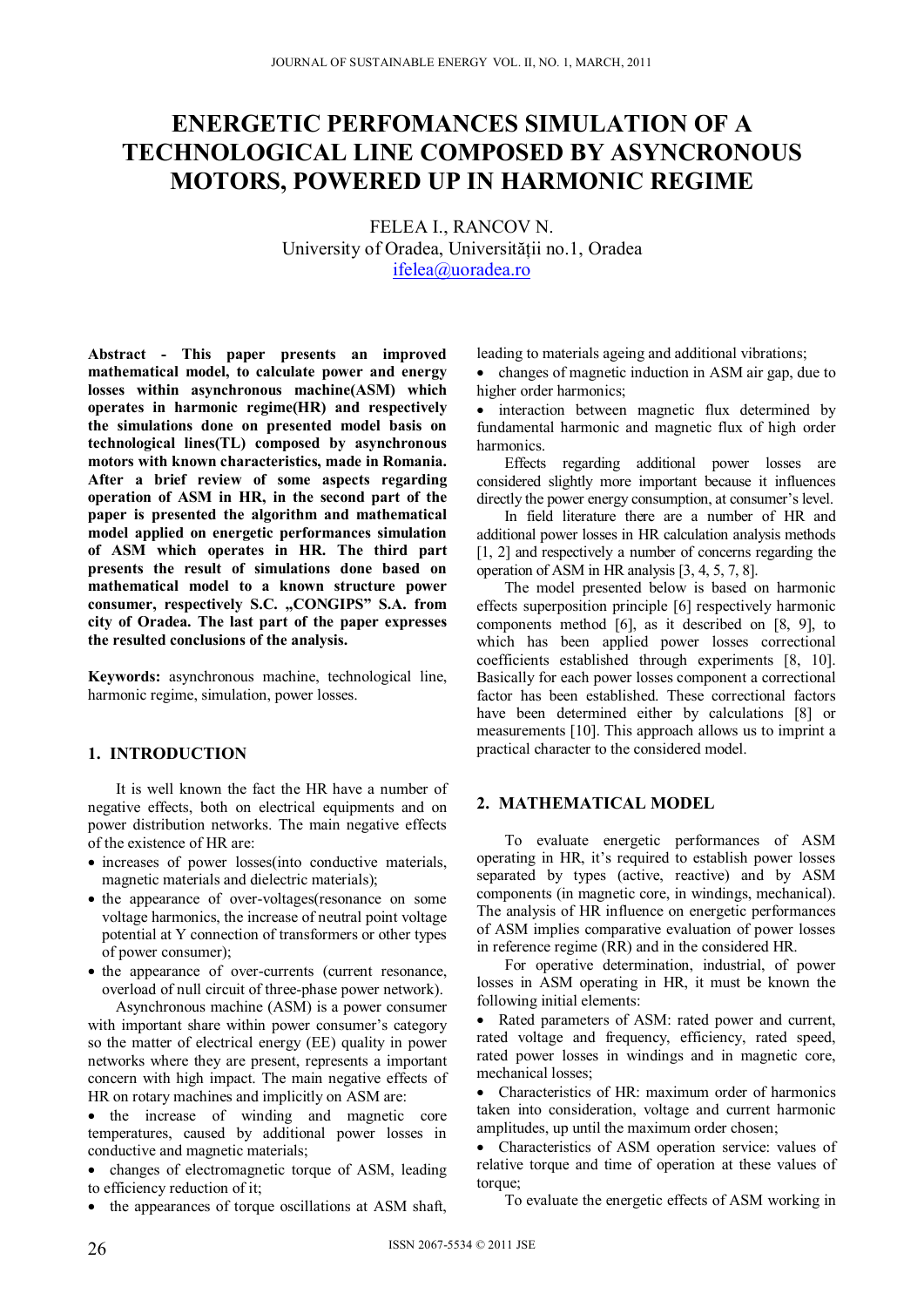# ENERGETIC PERFOMANCES SIMULATION OF A TECHNOLOGICAL LINE COMPOSED BY ASYNCRONOUS MOTORS, POWERED UP IN HARMONIC REGIME

FELEA I., RANCOV N.
University of Oradea, Universității no.1, Oradea
ifelea@uoradea.ro

**Abstract - This paper presents an improved mathematical model, to calculate power and energy losses within asynchronous machine(ASM) which operates in harmonic regime(HR) and respectively the simulations done on presented model basis on technological lines(TL) composed by asynchronous motors with known characteristics, made in Romania. After a brief review of some aspects regarding operation of ASM in HR, in the second part of the paper is presented the algorithm and mathematical model applied on energetic performances simulation of ASM which operates in HR. The third part presents the result of simulations done based on mathematical model to a known structure power consumer, respectively S.C. „CONGIPS" S.A. from city of Oradea. The last part of the paper expresses the resulted conclusions of the analysis.**

**Keywords:** asynchronous machine, technological line, harmonic regime, simulation, power losses.

## 1. INTRODUCTION

It is well known the fact the HR have a number of negative effects, both on electrical equipments and on power distribution networks. The main negative effects of the existence of HR are:

- increases of power losses(into conductive materials, magnetic materials and dielectric materials);
- the appearance of over-voltages(resonance on some voltage harmonics, the increase of neutral point voltage potential at Y connection of transformers or other types of power consumer);
- the appearance of over-currents (current resonance, overload of null circuit of three-phase power network).

Asynchronous machine (ASM) is a power consumer with important share within power consumer's category so the matter of electrical energy (EE) quality in power networks where they are present, represents a important concern with high impact. The main negative effects of HR on rotary machines and implicitly on ASM are:

- the increase of winding and magnetic core temperatures, caused by additional power losses in conductive and magnetic materials;
- changes of electromagnetic torque of ASM, leading to efficiency reduction of it;
- the appearances of torque oscillations at ASM shaft, leading to materials ageing and additional vibrations;
- changes of magnetic induction in ASM air gap, due to higher order harmonics;
- interaction between magnetic flux determined by fundamental harmonic and magnetic flux of high order harmonics.

Effects regarding additional power losses are considered slightly more important because it influences directly the power energy consumption, at consumer's level.

In field literature there are a number of HR and additional power losses in HR calculation analysis methods [1, 2] and respectively a number of concerns regarding the operation of ASM in HR analysis [3, 4, 5, 7, 8].

The model presented below is based on harmonic effects superposition principle [6] respectively harmonic components method [6], as it described on [8, 9], to which has been applied power losses correctional coefficients established through experiments [8, 10]. Basically for each power losses component a correctional factor has been established. These correctional factors have been determined either by calculations [8] or measurements [10]. This approach allows us to imprint a practical character to the considered model.

## 2. MATHEMATICAL MODEL

To evaluate energetic performances of ASM operating in HR, it's required to establish power losses separated by types (active, reactive) and by ASM components (in magnetic core, in windings, mechanical). The analysis of HR influence on energetic performances of ASM implies comparative evaluation of power losses in reference regime (RR) and in the considered HR.

For operative determination, industrial, of power losses in ASM operating in HR, it must be known the following initial elements:

- Rated parameters of ASM: rated power and current, rated voltage and frequency, efficiency, rated speed, rated power losses in windings and in magnetic core, mechanical losses;
- Characteristics of HR: maximum order of harmonics taken into consideration, voltage and current harmonic amplitudes, up until the maximum order chosen;
- Characteristics of ASM operation service: values of relative torque and time of operation at these values of torque;

To evaluate the energetic effects of ASM working in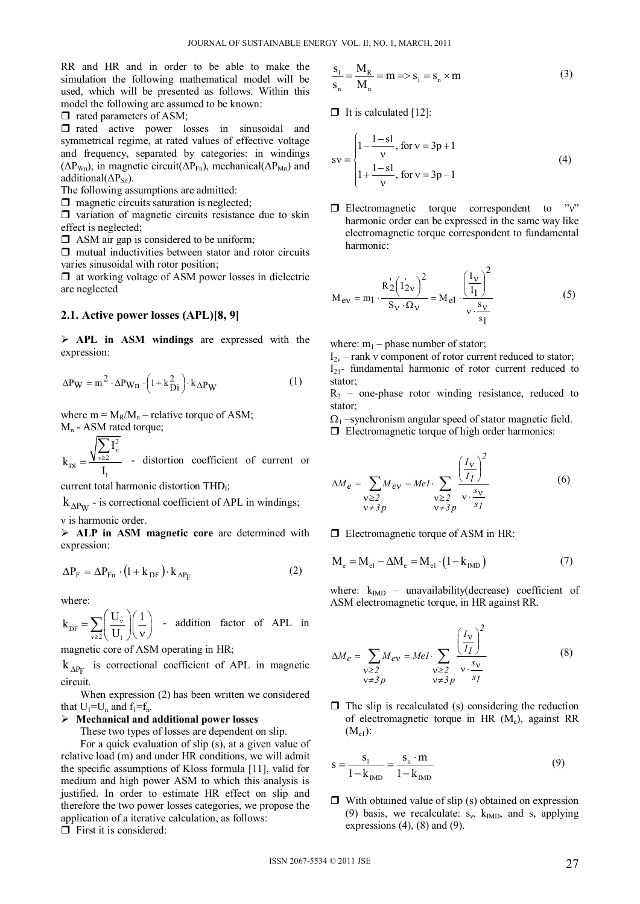RR and HR and in order to be able to make the simulation the following mathematical model will be used, which will be presented as follows. Within this model the following are assumed to be known:

- rated parameters of ASM;
- rated active power losses in sinusoidal and symmetrical regime, at rated values of effective voltage and frequency, separated by categories: in windings ($\Delta P_{Wn}$), in magnetic circuit($\Delta P_{Fn}$), mechanical($\Delta P_{Mn}$) and additional($\Delta P_{Sn}$).

The following assumptions are admitted:

- magnetic circuits saturation is neglected;
- variation of magnetic circuits resistance due to skin effect is neglected;
- ASM air gap is considered to be uniform;
- mutual inductivities between stator and rotor circuits varies sinusoidal with rotor position;
- at working voltage of ASM power losses in dielectric are neglected

## 2.1. Active power losses (APL)[8, 9]

- **APL in ASM windings** are expressed with the expression:

$$\Delta P_W = m^2 \cdot \Delta P_{Wn} \cdot \left(1 + k_{DI}^2\right) \cdot k_{\Delta P_W} \tag{1}$$

where $m = M_R/M_n$ – relative torque of ASM;
$M_n$ - ASM rated torque;

$k_{DI} = \dfrac{\sqrt{\sum_{\nu \geq 2} I_\nu^2}}{I_1}$ - distortion coefficient of current or current total harmonic distortion $THD_I$;

$k_{\Delta P_W}$ - is correctional coefficient of APL in windings;

$\nu$ is harmonic order.

- **ALP in ASM magnetic core** are determined with expression:

$$\Delta P_F = \Delta P_{Fn} \cdot \left(1 + k_{DF}\right) \cdot k_{\Delta P_F} \tag{2}$$

where:

$k_{DF} = \sum_{\nu \geq 2} \left(\dfrac{U_\nu}{U_1}\right)\left(\dfrac{1}{\nu}\right)$ - addition factor of APL in magnetic core of ASM operating in HR;

$k_{\Delta P_F}$ is correctional coefficient of APL in magnetic circuit.

When expression (2) has been written we considered that $U_1 = U_n$ and $f_1 = f_n$.

- **Mechanical and additional power losses**

These two types of losses are dependent on slip.

For a quick evaluation of slip (s), at a given value of relative load (m) and under HR conditions, we will admit the specific assumptions of Kloss formula [11], valid for medium and high power ASM to which this analysis is justified. In order to estimate HR effect on slip and therefore the two power losses categories, we propose the application of a iterative calculation, as follows:

- First it is considered:

$$\frac{s_1}{s_n} = \frac{M_R}{M_n} = m \Rightarrow s_1 = s_n \times m \tag{3}$$

- It is calculated [12]:

$$s\nu = \begin{cases} 1 - \dfrac{1 - s1}{\nu}, \text{ for } \nu = 3p + 1 \\ 1 + \dfrac{1 - s1}{\nu}, \text{ for } \nu = 3p - 1 \end{cases} \tag{4}$$

- Electromagnetic torque correspondent to "$\nu$" harmonic order can be expressed in the same way like electromagnetic torque correspondent to fundamental harmonic:

$$M_{e\nu} = m_1 \cdot \frac{R_2^{'}\left(I_{2\nu}^{'}\right)^2}{S_\nu \cdot \Omega_\nu} = M_{e1} \cdot \frac{\left(\dfrac{I_\nu}{I_1}\right)^2}{\nu \cdot \dfrac{s_\nu}{s_1}} \tag{5}$$

where: $m_1$ – phase number of stator;

$I_{2\nu}$ – rank $\nu$ component of rotor current reduced to stator;

$I_{21}$- fundamental harmonic of rotor current reduced to stator;

$R_2$ – one-phase rotor winding resistance, reduced to stator;

$\Omega_1$ –synchronism angular speed of stator magnetic field.

- Electromagnetic torque of high order harmonics:

$$\Delta M_e = \sum_{\substack{\nu \geq 2 \\ \nu \neq 3p}} M_{e\nu} = Me1 \cdot \sum_{\substack{\nu \geq 2 \\ \nu \neq 3p}} \frac{\left(\dfrac{I_\nu}{I_1}\right)^2}{\nu \cdot \dfrac{s_\nu}{s_1}} \tag{6}$$

- Electromagnetic torque of ASM in HR:

$$M_e = M_{e1} - \Delta M_e = M_{e1} \cdot \left(1 - k_{IMD}\right) \tag{7}$$

where: $k_{IMD}$ – unavailability(decrease) coefficient of ASM electromagnetic torque, in HR against RR.

$$\Delta M_e = \sum_{\substack{\nu \geq 2 \\ \nu \neq 3p}} M_{e\nu} = Me1 \cdot \sum_{\substack{\nu \geq 2 \\ \nu \neq 3p}} \frac{\left(\dfrac{I_\nu}{I_1}\right)^2}{\nu \cdot \dfrac{s_\nu}{s_1}} \tag{8}$$

- The slip is recalculated (s) considering the reduction of electromagnetic torque in HR ($M_e$), against RR ($M_{e1}$):

$$s = \frac{s_1}{1 - k_{IMD}} = \frac{s_n \cdot m}{1 - k_{IMD}} \tag{9}$$

- With obtained value of slip (s) obtained on expression (9) basis, we recalculate: $s_\nu$, $k_{IMD}$, and s, applying expressions (4), (8) and (9).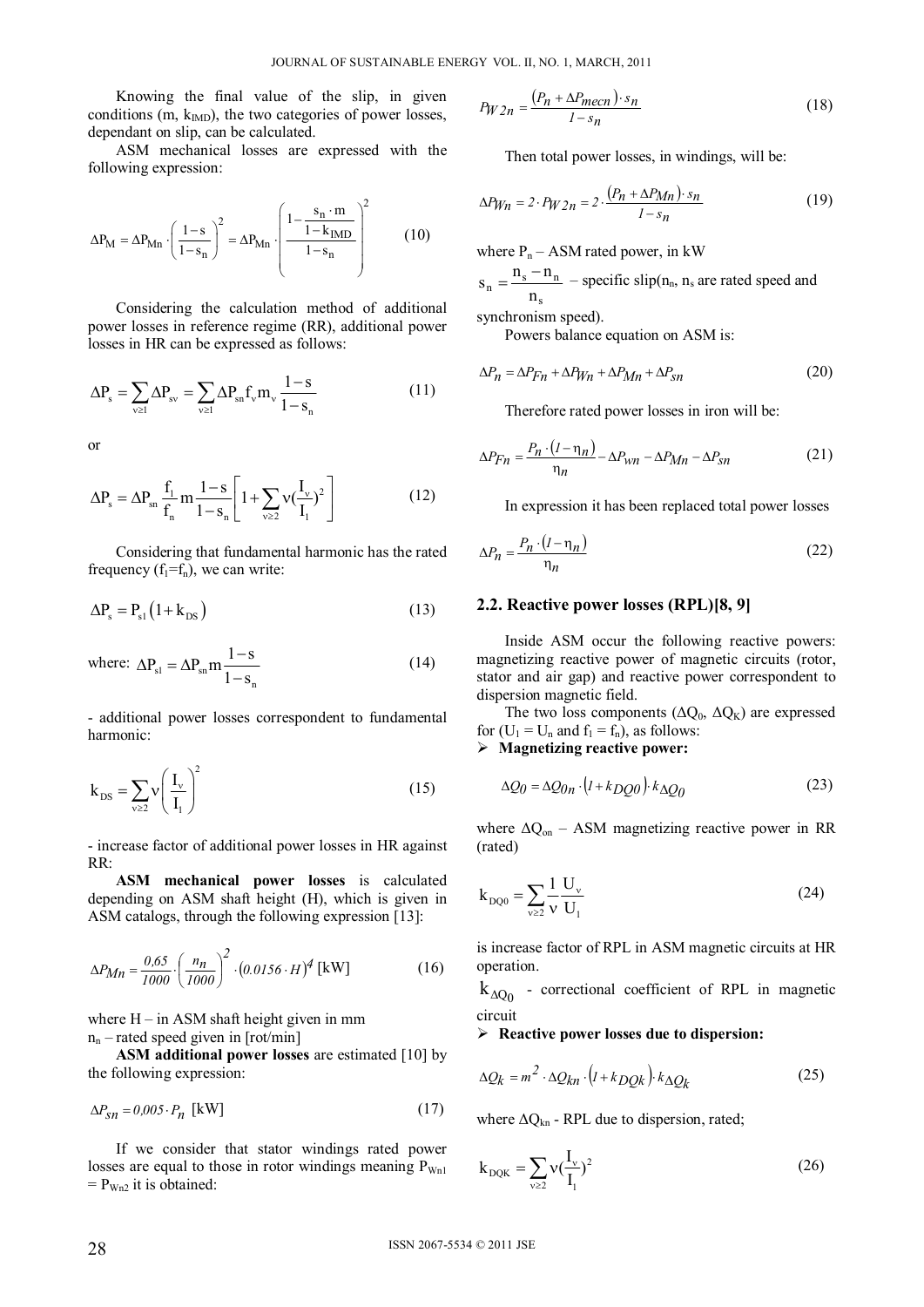Knowing the final value of the slip, in given conditions (m, $k_{IMD}$), the two categories of power losses, dependant on slip, can be calculated.

ASM mechanical losses are expressed with the following expression:

$$\Delta P_M = \Delta P_{Mn} \cdot \left(\frac{1-s}{1-s_n}\right)^2 = \Delta P_{Mn} \cdot \left(\frac{1-\frac{s_n \cdot m}{1-k_{IMD}}}{1-s_n}\right)^2 \tag{10}$$

Considering the calculation method of additional power losses in reference regime (RR), additional power losses in HR can be expressed as follows:

$$\Delta P_s = \sum_{\nu \geq 1} \Delta P_{s\nu} = \sum_{\nu \geq 1} \Delta P_{sn} f_\nu m_\nu \frac{1-s}{1-s_n} \tag{11}$$

or

$$\Delta P_s = \Delta P_{sn} \frac{f_1}{f_n} m \frac{1-s}{1-s_n}\left[1 + \sum_{\nu \geq 2} \nu \left(\frac{I_\nu}{I_1}\right)^2\right] \tag{12}$$

Considering that fundamental harmonic has the rated frequency ($f_1 = f_n$), we can write:

$$\Delta P_s = P_{s1}\left(1 + k_{DS}\right) \tag{13}$$

where: $$\Delta P_{s1} = \Delta P_{sn} m \frac{1-s}{1-s_n} \tag{14}$$

- additional power losses correspondent to fundamental harmonic:

$$k_{DS} = \sum_{\nu \geq 2} \nu \left(\frac{I_\nu}{I_1}\right)^2 \tag{15}$$

- increase factor of additional power losses in HR against RR:

**ASM mechanical power losses** is calculated depending on ASM shaft height (H), which is given in ASM catalogs, through the following expression [13]:

$$\Delta P_{Mn} = \frac{0,65}{1000} \cdot \left(\frac{n_n}{1000}\right)^2 \cdot \left(0.0156 \cdot H\right)^4 \text{ [kW]} \tag{16}$$

where H – in ASM shaft height given in mm

$n_n$ – rated speed given in [rot/min]

**ASM additional power losses** are estimated [10] by the following expression:

$$\Delta P_{sn} = 0,005 \cdot P_n \text{ [kW]} \tag{17}$$

If we consider that stator windings rated power losses are equal to those in rotor windings meaning $P_{Wn1} = P_{Wn2}$ it is obtained:

$$P_{W2n} = \frac{\left(P_n + \Delta P_{mecn}\right) \cdot s_n}{1 - s_n} \tag{18}$$

Then total power losses, in windings, will be:

$$\Delta P_{Wn} = 2 \cdot P_{W2n} = 2 \cdot \frac{\left(P_n + \Delta P_{Mn}\right) \cdot s_n}{1 - s_n} \tag{19}$$

where $P_n$ – ASM rated power, in kW

$s_n = \frac{n_s - n_n}{n_s}$ – specific slip($n_n$, $n_s$ are rated speed and synchronism speed).

Powers balance equation on ASM is:

$$\Delta P_n = \Delta P_{Fn} + \Delta P_{Wn} + \Delta P_{Mn} + \Delta P_{sn} \tag{20}$$

Therefore rated power losses in iron will be:

$$\Delta P_{Fn} = \frac{P_n \cdot \left(1 - \eta_n\right)}{\eta_n} - \Delta P_{wn} - \Delta P_{Mn} - \Delta P_{sn} \tag{21}$$

In expression it has been replaced total power losses

$$\Delta P_n = \frac{P_n \cdot \left(1 - \eta_n\right)}{\eta_n} \tag{22}$$

## 2.2. Reactive power losses (RPL)[8, 9]

Inside ASM occur the following reactive powers: magnetizing reactive power of magnetic circuits (rotor, stator and air gap) and reactive power correspondent to dispersion magnetic field.

The two loss components ($\Delta Q_0$, $\Delta Q_K$) are expressed for ($U_1 = U_n$ and $f_1 = f_n$), as follows:

- **Magnetizing reactive power:**

$$\Delta Q_0 = \Delta Q_{0n} \cdot \left(1 + k_{DQ0}\right) \cdot k_{\Delta Q0} \tag{23}$$

where $\Delta Q_{on}$ – ASM magnetizing reactive power in RR (rated)

$$k_{DQ0} = \sum_{\nu \geq 2} \frac{1}{\nu} \frac{U_\nu}{U_1} \tag{24}$$

is increase factor of RPL in ASM magnetic circuits at HR operation.

$k_{\Delta Q_0}$ - correctional coefficient of RPL in magnetic circuit

- **Reactive power losses due to dispersion:**

$$\Delta Q_k = m^2 \cdot \Delta Q_{kn} \cdot \left(1 + k_{DQk}\right) \cdot k_{\Delta Q_k} \tag{25}$$

where $\Delta Q_{kn}$ - RPL due to dispersion, rated;

$$k_{DQK} = \sum_{\nu \geq 2} \nu \left(\frac{I_\nu}{I_1}\right)^2 \tag{26}$$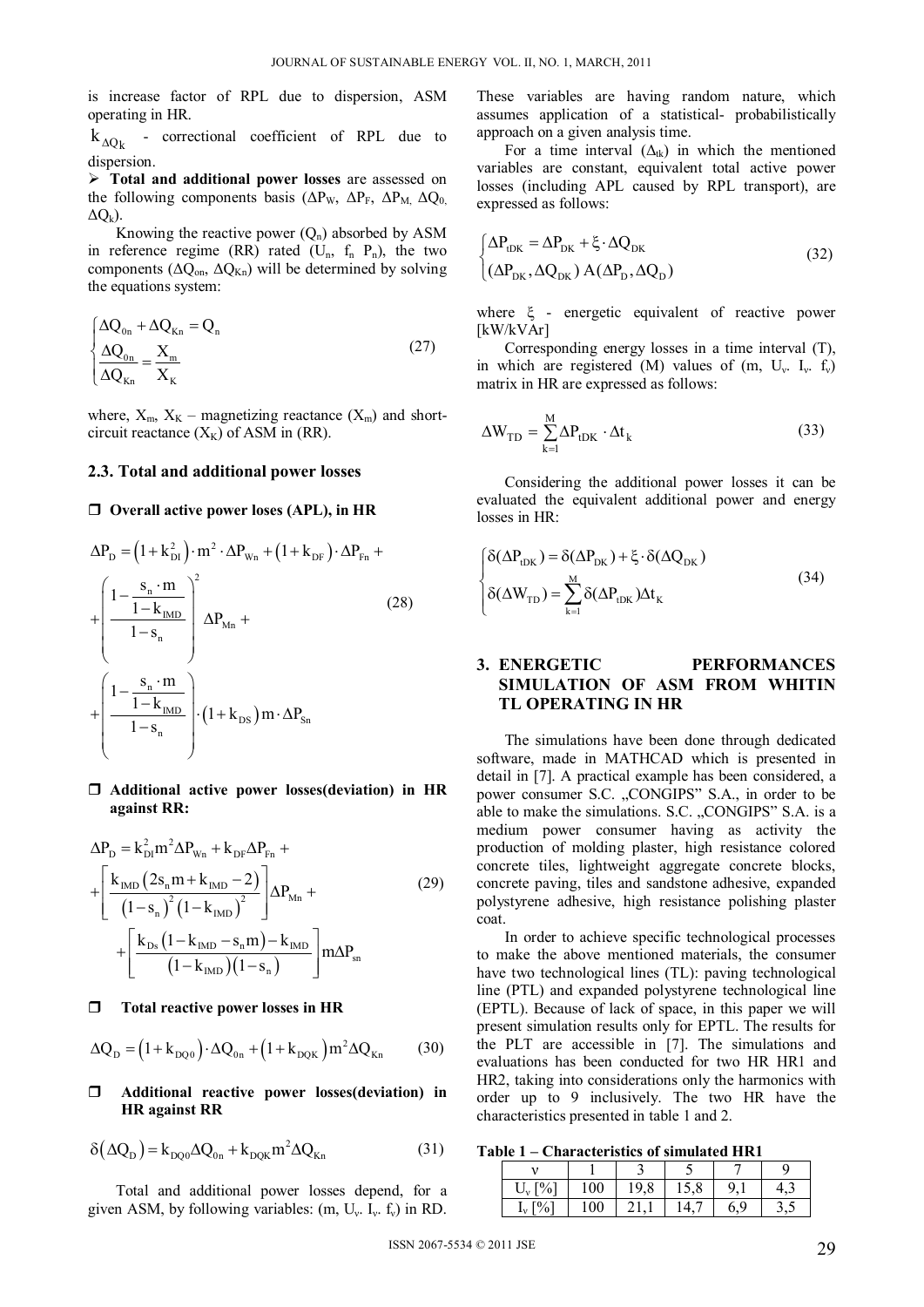is increase factor of RPL due to dispersion, ASM operating in HR.

$k_{\Delta Q_k}$ - correctional coefficient of RPL due to dispersion.

- **Total and additional power losses** are assessed on the following components basis ($\Delta P_W$, $\Delta P_F$, $\Delta P_M$, $\Delta Q_0$, $\Delta Q_k$).

Knowing the reactive power ($Q_n$) absorbed by ASM in reference regime (RR) rated ($U_n$, $f_n$ $P_n$), the two components ($\Delta Q_{on}$, $\Delta Q_{Kn}$) will be determined by solving the equations system:

$$\begin{cases} \Delta Q_{0n} + \Delta Q_{Kn} = Q_n \\ \dfrac{\Delta Q_{0n}}{\Delta Q_{Kn}} = \dfrac{X_m}{X_K} \end{cases} \tag{27}$$

where, $X_m$, $X_K$ – magnetizing reactance ($X_m$) and short-circuit reactance ($X_K$) of ASM in (RR).

### 2.3. Total and additional power losses

- **Overall active power loses (APL), in HR**

$$\Delta P_D = \left(1 + k_{DI}^2\right) \cdot m^2 \cdot \Delta P_{Wn} + \left(1 + k_{DF}\right) \cdot \Delta P_{Fn} + \left( \frac{1 - \dfrac{s_n \cdot m}{1 - k_{IMD}}}{1 - s_n} \right)^2 \Delta P_{Mn} + \left( \frac{1 - \dfrac{s_n \cdot m}{1 - k_{IMD}}}{1 - s_n} \right) \cdot \left(1 + k_{DS}\right) m \cdot \Delta P_{Sn} \tag{28}$$

- **Additional active power losses(deviation) in HR against RR:**

$$\Delta P_D = k_{DI}^2 m^2 \Delta P_{Wn} + k_{DF} \Delta P_{Fn} + \left[ \frac{k_{IMD}\left(2 s_n m + k_{IMD} - 2\right)}{\left(1 - s_n\right)^2 \left(1 - k_{IMD}\right)^2} \right] \Delta P_{Mn} + \left[ \frac{k_{Ds}\left(1 - k_{IMD} - s_n m\right) - k_{IMD}}{\left(1 - k_{IMD}\right)\left(1 - s_n\right)} \right] m \Delta P_{sn} \tag{29}$$

- **Total reactive power losses in HR**

$$\Delta Q_D = \left(1 + k_{DQ0}\right) \cdot \Delta Q_{0n} + \left(1 + k_{DQK}\right) m^2 \Delta Q_{Kn} \tag{30}$$

- **Additional reactive power losses(deviation) in HR against RR**

$$\delta\left(\Delta Q_D\right) = k_{DQ0} \Delta Q_{0n} + k_{DQK} m^2 \Delta Q_{Kn} \tag{31}$$

Total and additional power losses depend, for a given ASM, by following variables: ($m$, $U_v$. $I_v$. $f_v$) in RD. These variables are having random nature, which assumes application of a statistical- probabilistically approach on a given analysis time.

For a time interval ($\Delta_{tk}$) in which the mentioned variables are constant, equivalent total active power losses (including APL caused by RPL transport), are expressed as follows:

$$\begin{cases} \Delta P_{tDK} = \Delta P_{DK} + \xi \cdot \Delta Q_{DK} \\ (\Delta P_{DK}, \Delta Q_{DK})\ A(\Delta P_D, \Delta Q_D) \end{cases} \tag{32}$$

where $\xi$ - energetic equivalent of reactive power [kW/kVAr]

Corresponding energy losses in a time interval (T), in which are registered (M) values of ($m$, $U_v$. $I_v$. $f_v$) matrix in HR are expressed as follows:

$$\Delta W_{TD} = \sum_{k=1}^{M} \Delta P_{tDK} \cdot \Delta t_k \tag{33}$$

Considering the additional power losses it can be evaluated the equivalent additional power and energy losses in HR:

$$\begin{cases} \delta(\Delta P_{tDK}) = \delta(\Delta P_{DK}) + \xi \cdot \delta(\Delta Q_{DK}) \\ \delta(\Delta W_{TD}) = \sum\limits_{k=1}^{M} \delta(\Delta P_{tDK}) \Delta t_K \end{cases} \tag{34}$$

## 3. ENERGETIC PERFORMANCES SIMULATION OF ASM FROM WHITIN TL OPERATING IN HR

The simulations have been done through dedicated software, made in MATHCAD which is presented in detail in [7]. A practical example has been considered, a power consumer S.C. „CONGIPS" S.A., in order to be able to make the simulations. S.C. „CONGIPS" S.A. is a medium power consumer having as activity the production of molding plaster, high resistance colored concrete tiles, lightweight aggregate concrete blocks, concrete paving, tiles and sandstone adhesive, expanded polystyrene adhesive, high resistance polishing plaster coat.

In order to achieve specific technological processes to make the above mentioned materials, the consumer have two technological lines (TL): paving technological line (PTL) and expanded polystyrene technological line (EPTL). Because of lack of space, in this paper we will present simulation results only for EPTL. The results for the PLT are accessible in [7]. The simulations and evaluations has been conducted for two HR HR1 and HR2, taking into considerations only the harmonics with order up to 9 inclusively. The two HR have the characteristics presented in table 1 and 2.

**Table 1 – Characteristics of simulated HR1**

| $\nu$ | 1 | 3 | 5 | 7 | 9 |
|---|---|---|---|---|---|
| $U_\nu$ [%] | 100 | 19,8 | 15,8 | 9,1 | 4,3 |
| $I_\nu$ [%] | 100 | 21,1 | 14,7 | 6,9 | 3,5 |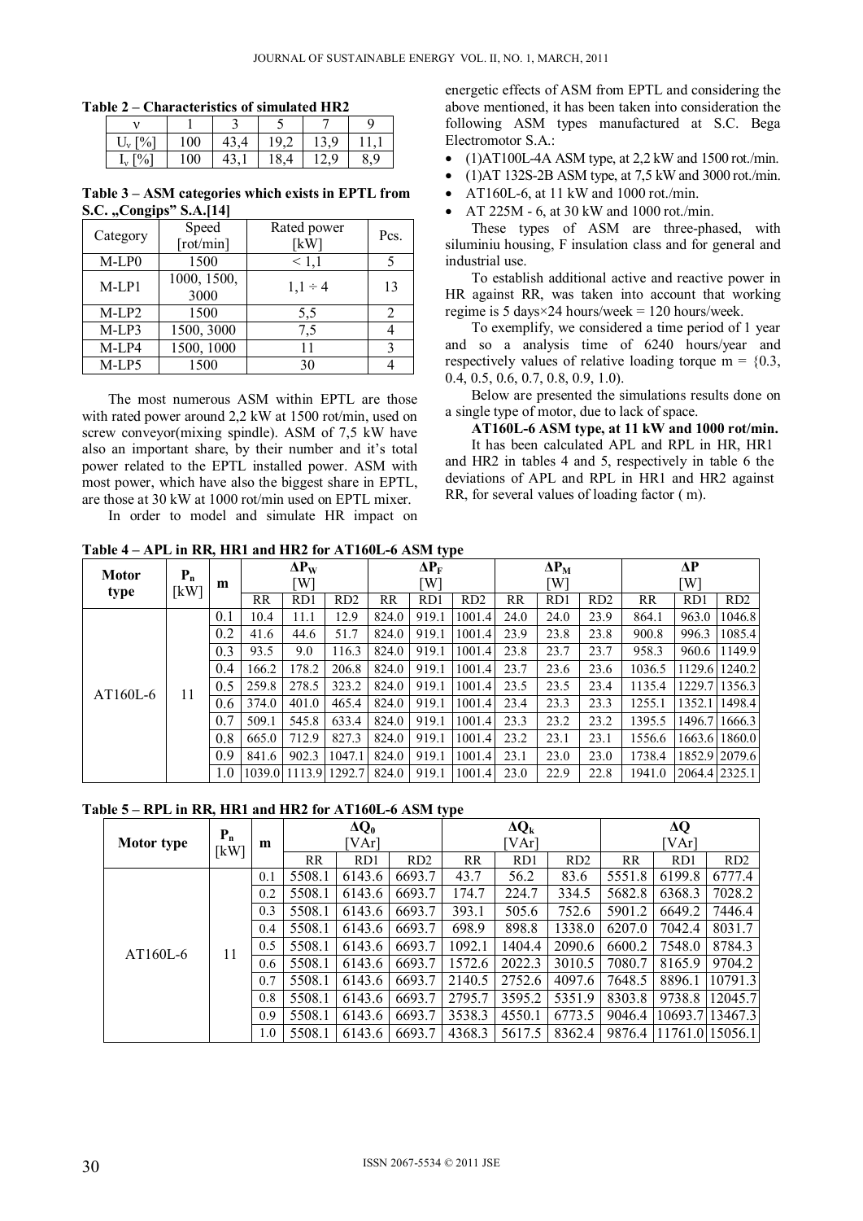**Table 2 – Characteristics of simulated HR2**

| ν | 1 | 3 | 5 | 7 | 9 |
|---|---|---|---|---|---|
| $U_v$ [%] | 100 | 43,4 | 19,2 | 13,9 | 11,1 |
| $I_v$ [%] | 100 | 43,1 | 18,4 | 12,9 | 8,9 |

**Table 3 – ASM categories which exists in EPTL from S.C. „Congips" S.A.[14]**

| Category | Speed [rot/min] | Rated power [kW] | Pcs. |
|---|---|---|---|
| M-LP0 | 1500 | < 1,1 | 5 |
| M-LP1 | 1000, 1500, 3000 | 1,1 ÷ 4 | 13 |
| M-LP2 | 1500 | 5,5 | 2 |
| M-LP3 | 1500, 3000 | 7,5 | 4 |
| M-LP4 | 1500, 1000 | 11 | 3 |
| M-LP5 | 1500 | 30 | 4 |

The most numerous ASM within EPTL are those with rated power around 2,2 kW at 1500 rot/min, used on screw conveyor(mixing spindle). ASM of 7,5 kW have also an important share, by their number and it's total power related to the EPTL installed power. ASM with most power, which have also the biggest share in EPTL, are those at 30 kW at 1000 rot/min used on EPTL mixer.

In order to model and simulate HR impact on energetic effects of ASM from EPTL and considering the above mentioned, it has been taken into consideration the following ASM types manufactured at S.C. Bega Electromotor S.A.:

- (1)AT100L-4A ASM type, at 2,2 kW and 1500 rot./min.
- (1)AT 132S-2B ASM type, at 7,5 kW and 3000 rot./min.
- AT160L-6, at 11 kW and 1000 rot./min.
- AT 225M - 6, at 30 kW and 1000 rot./min.

These types of ASM are three-phased, with siluminiu housing, F insulation class and for general and industrial use.

To establish additional active and reactive power in HR against RR, was taken into account that working regime is 5 days×24 hours/week = 120 hours/week.

To exemplify, we considered a time period of 1 year and so a analysis time of 6240 hours/year and respectively values of relative loading torque m = {0.3, 0.4, 0.5, 0.6, 0.7, 0.8, 0.9, 1.0}.

Below are presented the simulations results done on a single type of motor, due to lack of space.

**AT160L-6 ASM type, at 11 kW and 1000 rot/min.**

It has been calculated APL and RPL in HR, HR1 and HR2 in tables 4 and 5, respectively in table 6 the deviations of APL and RPL in HR1 and HR2 against RR, for several values of loading factor ( m).

**Table 4 – APL in RR, HR1 and HR2 for AT160L-6 ASM type**

| Motor type | $P_n$ [kW] | m | $\Delta P_W$ [W] | | | $\Delta P_F$ [W] | | | $\Delta P_M$ [W] | | | $\Delta P$ [W] | | |
|---|---|---|---|---|---|---|---|---|---|---|---|---|---|---|
| | | | RR | RD1 | RD2 | RR | RD1 | RD2 | RR | RD1 | RD2 | RR | RD1 | RD2 |
| AT160L-6 | 11 | 0.1 | 10.4 | 11.1 | 12.9 | 824.0 | 919.1 | 1001.4 | 24.0 | 24.0 | 23.9 | 864.1 | 963.0 | 1046.8 |
| | | 0.2 | 41.6 | 44.6 | 51.7 | 824.0 | 919.1 | 1001.4 | 23.9 | 23.8 | 23.8 | 900.8 | 996.3 | 1085.4 |
| | | 0.3 | 93.5 | 9.0 | 116.3 | 824.0 | 919.1 | 1001.4 | 23.8 | 23.7 | 23.7 | 958.3 | 960.6 | 1149.9 |
| | | 0.4 | 166.2 | 178.2 | 206.8 | 824.0 | 919.1 | 1001.4 | 23.7 | 23.6 | 23.6 | 1036.5 | 1129.6 | 1240.2 |
| | | 0.5 | 259.8 | 278.5 | 323.2 | 824.0 | 919.1 | 1001.4 | 23.5 | 23.5 | 23.4 | 1135.4 | 1229.7 | 1356.3 |
| | | 0.6 | 374.0 | 401.0 | 465.4 | 824.0 | 919.1 | 1001.4 | 23.4 | 23.3 | 23.3 | 1255.1 | 1352.1 | 1498.4 |
| | | 0.7 | 509.1 | 545.8 | 633.4 | 824.0 | 919.1 | 1001.4 | 23.3 | 23.2 | 23.2 | 1395.5 | 1496.7 | 1666.3 |
| | | 0.8 | 665.0 | 712.9 | 827.3 | 824.0 | 919.1 | 1001.4 | 23.2 | 23.1 | 23.1 | 1556.6 | 1663.6 | 1860.0 |
| | | 0.9 | 841.6 | 902.3 | 1047.1 | 824.0 | 919.1 | 1001.4 | 23.1 | 23.0 | 23.0 | 1738.4 | 1852.9 | 2079.6 |
| | | 1.0 | 1039.0 | 1113.9 | 1292.7 | 824.0 | 919.1 | 1001.4 | 23.0 | 22.9 | 22.8 | 1941.0 | 2064.4 | 2325.1 |

**Table 5 – RPL in RR, HR1 and HR2 for AT160L-6 ASM type**

| Motor type | $P_n$ [kW] | m | $\Delta Q_0$ [VAr] | | | $\Delta Q_k$ [VAr] | | | $\Delta Q$ [VAr] | | |
|---|---|---|---|---|---|---|---|---|---|---|---|
| | | | RR | RD1 | RD2 | RR | RD1 | RD2 | RR | RD1 | RD2 |
| AT160L-6 | 11 | 0.1 | 5508.1 | 6143.6 | 6693.7 | 43.7 | 56.2 | 83.6 | 5551.8 | 6199.8 | 6777.4 |
| | | 0.2 | 5508.1 | 6143.6 | 6693.7 | 174.7 | 224.7 | 334.5 | 5682.8 | 6368.3 | 7028.2 |
| | | 0.3 | 5508.1 | 6143.6 | 6693.7 | 393.1 | 505.6 | 752.6 | 5901.2 | 6649.2 | 7446.4 |
| | | 0.4 | 5508.1 | 6143.6 | 6693.7 | 698.9 | 898.8 | 1338.0 | 6207.0 | 7042.4 | 8031.7 |
| | | 0.5 | 5508.1 | 6143.6 | 6693.7 | 1092.1 | 1404.4 | 2090.6 | 6600.2 | 7548.0 | 8784.3 |
| | | 0.6 | 5508.1 | 6143.6 | 6693.7 | 1572.6 | 2022.3 | 3010.5 | 7080.7 | 8165.9 | 9704.2 |
| | | 0.7 | 5508.1 | 6143.6 | 6693.7 | 2140.5 | 2752.6 | 4097.6 | 7648.5 | 8896.1 | 10791.3 |
| | | 0.8 | 5508.1 | 6143.6 | 6693.7 | 2795.7 | 3595.2 | 5351.9 | 8303.8 | 9738.8 | 12045.7 |
| | | 0.9 | 5508.1 | 6143.6 | 6693.7 | 3538.3 | 4550.1 | 6773.5 | 9046.4 | 10693.7 | 13467.3 |
| | | 1.0 | 5508.1 | 6143.6 | 6693.7 | 4368.3 | 5617.5 | 8362.4 | 9876.4 | 11761.0 | 15056.1 |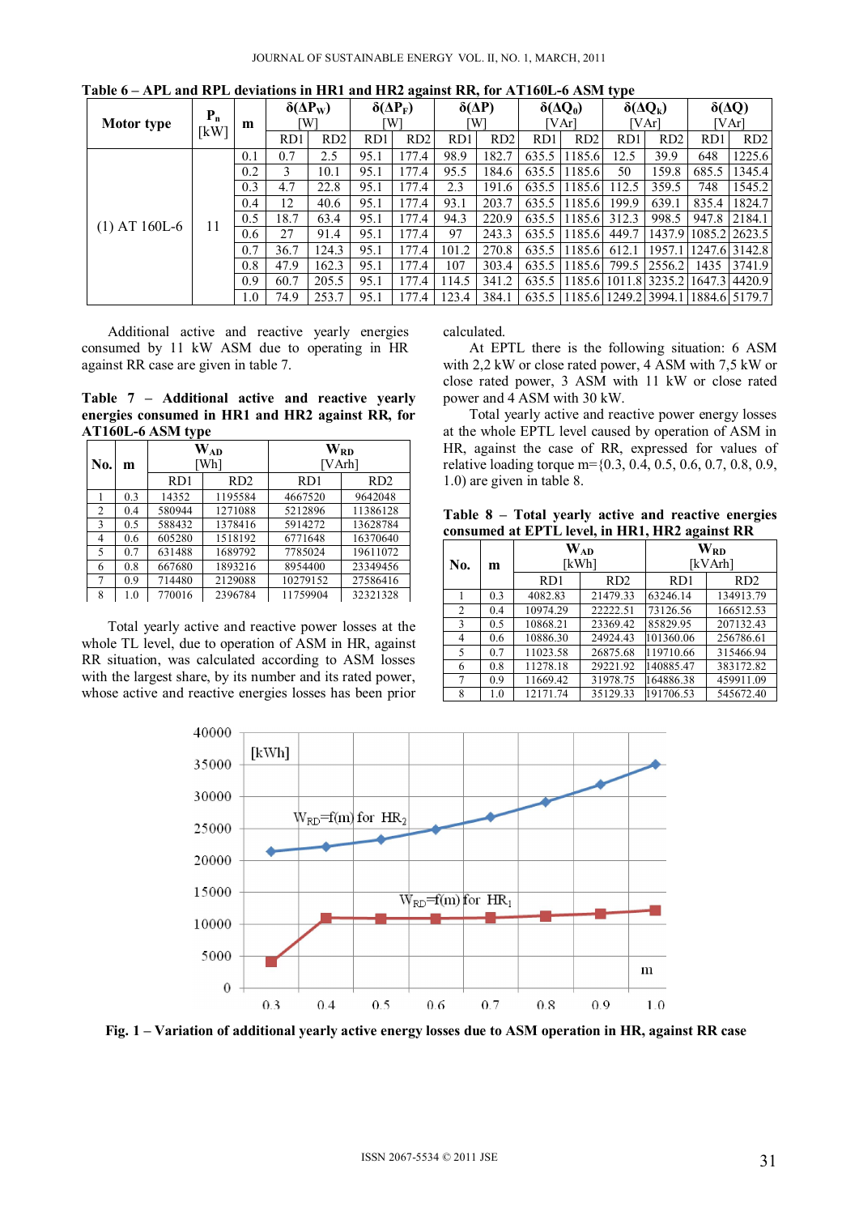**Table 6 – APL and RPL deviations in HR1 and HR2 against RR, for AT160L-6 ASM type**

| Motor type | $P_n$ [kW] | m | $\delta(\Delta P_W)$ [W] | | $\delta(\Delta P_F)$ [W] | | $\delta(\Delta P)$ [W] | | $\delta(\Delta Q_0)$ [VAr] | | $\delta(\Delta Q_k)$ [VAr] | | $\delta(\Delta Q)$ [VAr] | |
|---|---|---|---|---|---|---|---|---|---|---|---|---|---|---|
| | | | RD1 | RD2 | RD1 | RD2 | RD1 | RD2 | RD1 | RD2 | RD1 | RD2 | RD1 | RD2 |
| (1) AT 160L-6 | 11 | 0.1 | 0.7 | 2.5 | 95.1 | 177.4 | 98.9 | 182.7 | 635.5 | 1185.6 | 12.5 | 39.9 | 648 | 1225.6 |
| | | 0.2 | 3 | 10.1 | 95.1 | 177.4 | 95.5 | 184.6 | 635.5 | 1185.6 | 50 | 159.8 | 685.5 | 1345.4 |
| | | 0.3 | 4.7 | 22.8 | 95.1 | 177.4 | 2.3 | 191.6 | 635.5 | 1185.6 | 112.5 | 359.5 | 748 | 1545.2 |
| | | 0.4 | 12 | 40.6 | 95.1 | 177.4 | 93.1 | 203.7 | 635.5 | 1185.6 | 199.9 | 639.1 | 835.4 | 1824.7 |
| | | 0.5 | 18.7 | 63.4 | 95.1 | 177.4 | 94.3 | 220.9 | 635.5 | 1185.6 | 312.3 | 998.5 | 947.8 | 2184.1 |
| | | 0.6 | 27 | 91.4 | 95.1 | 177.4 | 97 | 243.3 | 635.5 | 1185.6 | 449.7 | 1437.9 | 1085.2 | 2623.5 |
| | | 0.7 | 36.7 | 124.3 | 95.1 | 177.4 | 101.2 | 270.8 | 635.5 | 1185.6 | 612.1 | 1957.1 | 1247.6 | 3142.8 |
| | | 0.8 | 47.9 | 162.3 | 95.1 | 177.4 | 107 | 303.4 | 635.5 | 1185.6 | 799.5 | 2556.2 | 1435 | 3741.9 |
| | | 0.9 | 60.7 | 205.5 | 95.1 | 177.4 | 114.5 | 341.2 | 635.5 | 1185.6 | 1011.8 | 3235.2 | 1647.3 | 4420.9 |
| | | 1.0 | 74.9 | 253.7 | 95.1 | 177.4 | 123.4 | 384.1 | 635.5 | 1185.6 | 1249.2 | 3994.1 | 1884.6 | 5179.7 |

Additional active and reactive yearly energies consumed by 11 kW ASM due to operating in HR against RR case are given in table 7.

**Table 7 – Additional active and reactive yearly energies consumed in HR1 and HR2 against RR, for AT160L-6 ASM type**

| No. | m | $W_{AD}$ [Wh] | | $W_{RD}$ [VArh] | |
|---|---|---|---|---|---|
| | | RD1 | RD2 | RD1 | RD2 |
| 1 | 0.3 | 14352 | 1195584 | 4667520 | 9642048 |
| 2 | 0.4 | 580944 | 1271088 | 5212896 | 11386128 |
| 3 | 0.5 | 588432 | 1378416 | 5914272 | 13628784 |
| 4 | 0.6 | 605280 | 1518192 | 6771648 | 16370640 |
| 5 | 0.7 | 631488 | 1689792 | 7785024 | 19611072 |
| 6 | 0.8 | 667680 | 1893216 | 8954400 | 23349456 |
| 7 | 0.9 | 714480 | 2129088 | 10279152 | 27586416 |
| 8 | 1.0 | 770016 | 2396784 | 11759904 | 32321328 |

Total yearly active and reactive power losses at the whole TL level, due to operation of ASM in HR, against RR situation, was calculated according to ASM losses with the largest share, by its number and its rated power, whose active and reactive energies losses has been prior calculated.

At EPTL there is the following situation: 6 ASM with 2,2 kW or close rated power, 4 ASM with 7,5 kW or close rated power, 3 ASM with 11 kW or close rated power and 4 ASM with 30 kW.

Total yearly active and reactive power energy losses at the whole EPTL level caused by operation of ASM in HR, against the case of RR, expressed for values of relative loading torque m={0.3, 0.4, 0.5, 0.6, 0.7, 0.8, 0.9, 1.0) are given in table 8.

**Table 8 – Total yearly active and reactive energies consumed at EPTL level, in HR1, HR2 against RR**

| No. | m | $W_{AD}$ [kWh] | | $W_{RD}$ [kVArh] | |
|---|---|---|---|---|---|
| | | RD1 | RD2 | RD1 | RD2 |
| 1 | 0.3 | 4082.83 | 21479.33 | 63246.14 | 134913.79 |
| 2 | 0.4 | 10974.29 | 22222.51 | 73126.56 | 166512.53 |
| 3 | 0.5 | 10868.21 | 23369.42 | 85829.95 | 207132.43 |
| 4 | 0.6 | 10886.30 | 24924.43 | 101360.06 | 256786.61 |
| 5 | 0.7 | 11023.58 | 26875.68 | 119710.66 | 315466.94 |
| 6 | 0.8 | 11278.18 | 29221.92 | 140885.47 | 383172.82 |
| 7 | 0.9 | 11669.42 | 31978.75 | 164886.38 | 459911.09 |
| 8 | 1.0 | 12171.74 | 35129.33 | 191706.53 | 545672.40 |

**Fig. 1 – Variation of additional yearly active energy losses due to ASM operation in HR, against RR case**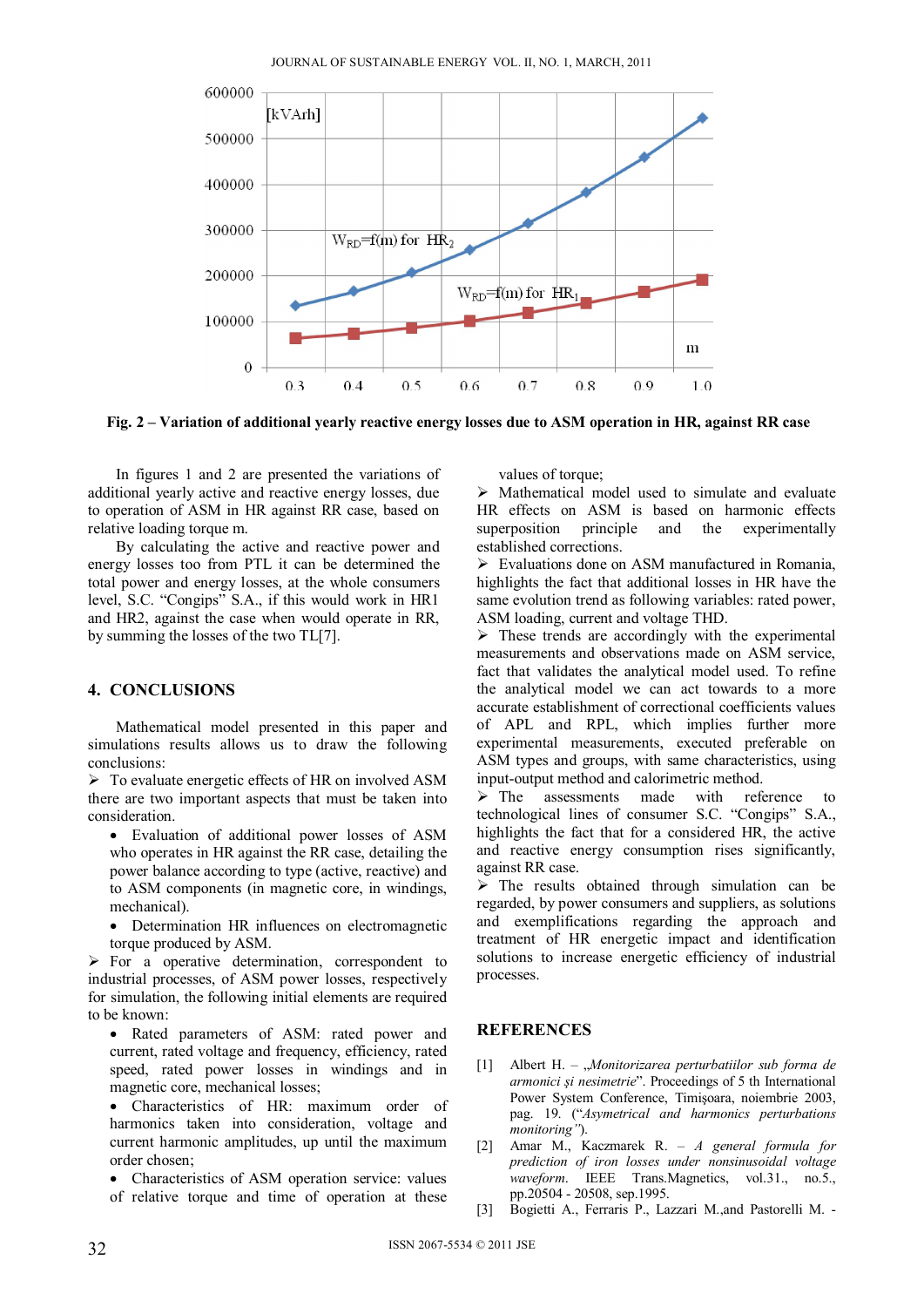Fig. 2 – Variation of additional yearly reactive energy losses due to ASM operation in HR, against RR case

In figures 1 and 2 are presented the variations of additional yearly active and reactive energy losses, due to operation of ASM in HR against RR case, based on relative loading torque m.

By calculating the active and reactive power and energy losses too from PTL it can be determined the total power and energy losses, at the whole consumers level, S.C. "Congips" S.A., if this would work in HR1 and HR2, against the case when would operate in RR, by summing the losses of the two TL[7].

## 4. CONCLUSIONS

Mathematical model presented in this paper and simulations results allows us to draw the following conclusions:

➢ To evaluate energetic effects of HR on involved ASM there are two important aspects that must be taken into consideration.

- Evaluation of additional power losses of ASM who operates in HR against the RR case, detailing the power balance according to type (active, reactive) and to ASM components (in magnetic core, in windings, mechanical).
- Determination HR influences on electromagnetic torque produced by ASM.

➢ For a operative determination, correspondent to industrial processes, of ASM power losses, respectively for simulation, the following initial elements are required to be known:

- Rated parameters of ASM: rated power and current, rated voltage and frequency, efficiency, rated speed, rated power losses in windings and in magnetic core, mechanical losses;
- Characteristics of HR: maximum order of harmonics taken into consideration, voltage and current harmonic amplitudes, up until the maximum order chosen;
- Characteristics of ASM operation service: values of relative torque and time of operation at these values of torque;

➢ Mathematical model used to simulate and evaluate HR effects on ASM is based on harmonic effects superposition principle and the experimentally established corrections.

➢ Evaluations done on ASM manufactured in Romania, highlights the fact that additional losses in HR have the same evolution trend as following variables: rated power, ASM loading, current and voltage THD.

➢ These trends are accordingly with the experimental measurements and observations made on ASM service, fact that validates the analytical model used. To refine the analytical model we can act towards to a more accurate establishment of correctional coefficients values of APL and RPL, which implies further more experimental measurements, executed preferable on ASM types and groups, with same characteristics, using input-output method and calorimetric method.

➢ The assessments made with reference to technological lines of consumer S.C. "Congips" S.A., highlights the fact that for a considered HR, the active and reactive energy consumption rises significantly, against RR case.

➢ The results obtained through simulation can be regarded, by power consumers and suppliers, as solutions and exemplifications regarding the approach and treatment of HR energetic impact and identification solutions to increase energetic efficiency of industrial processes.

## REFERENCES

[1] Albert H. – „*Monitorizarea perturbatiilor sub forma de armonici şi nesimetrie*". Proceedings of 5 th International Power System Conference, Timişoara, noiembrie 2003, pag. 19. ("*Asymetrical and harmonics perturbations monitoring*").

[2] Amar M., Kaczmarek R. – *A general formula for prediction of iron losses under nonsinusoidal voltage waveform*. IEEE Trans.Magnetics, vol.31., no.5., pp.20504 - 20508, sep.1995.

[3] Bogietti A., Ferraris P., Lazzari M.,and Pastorelli M. -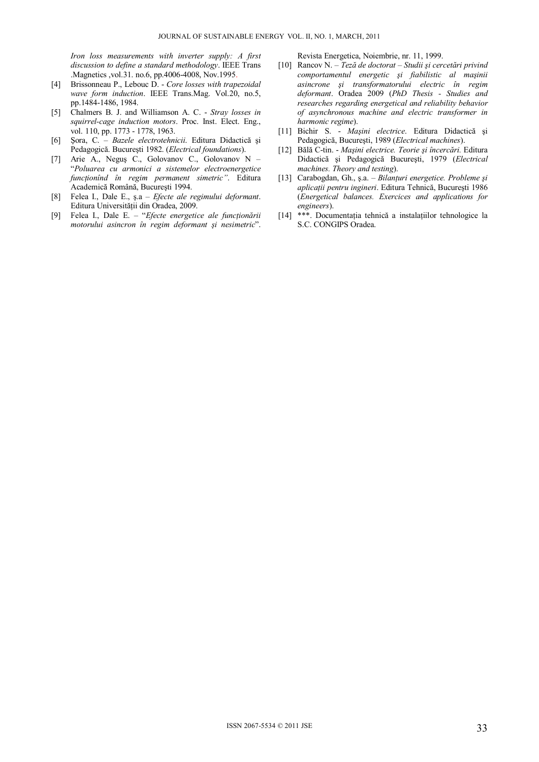*Iron loss measurements with inverter supply: A first discussion to define a standard methodology*. IEEE Trans .Magnetics ,vol.31. no.6, pp.4006-4008, Nov.1995.

[4] Brissonneau P., Lebouc D. - *Core losses with trapezoidal wave form induction*. IEEE Trans.Mag. Vol.20, no.5, pp.1484-1486, 1984.

[5] Chalmers B. J. and Williamson A. C. - *Stray losses in squirrel-cage induction motors*. Proc. Inst. Elect. Eng., vol. 110, pp. 1773 - 1778, 1963.

[6] Şora, C. – *Bazele electrotehnicii*. Editura Didactică şi Pedagogică. Bucureşti 1982. (*Electrical foundations*).

[7] Arie A., Neguş C., Golovanov C., Golovanov N – "*Poluarea cu armonici a sistemelor electroenergetice funcţionînd în regim permanent simetric"*. Editura Academică Română, Bucureşti 1994.

[8] Felea I., Dale E., ş.a – *Efecte ale regimului deformant*. Editura Universităţii din Oradea, 2009.

[9] Felea I., Dale E. – "*Efecte energetice ale funcţionării motorului asincron în regim deformant şi nesimetric*". Revista Energetica, Noiembrie, nr. 11, 1999.

[10] Rancov N. – *Teză de doctorat – Studii şi cercetări privind comportamentul energetic şi fiabilistic al maşinii asincrone şi transformatorului electric în regim deformant*. Oradea 2009 (*PhD Thesis - Studies and researches regarding energetical and reliability behavior of asynchronous machine and electric transformer in harmonic regime*).

[11] Bichir S. - *Maşini electrice*. Editura Didactică şi Pedagogică, Bucureşti, 1989 (*Electrical machines*).

[12] Bălă C-tin. - *Maşini electrice. Teorie şi încercări.* Editura Didactică şi Pedagogică Bucureşti, 1979 (*Electrical machines. Theory and testing*).

[13] Carabogdan, Gh., ş.a. – *Bilanţuri energetice. Probleme şi aplicaţii pentru ingineri*. Editura Tehnică, Bucureşti 1986 (*Energetical balances. Exercices and applications for engineers*).

[14] ***. Documentaţia tehnică a instalaţiilor tehnologice la S.C. CONGIPS Oradea.